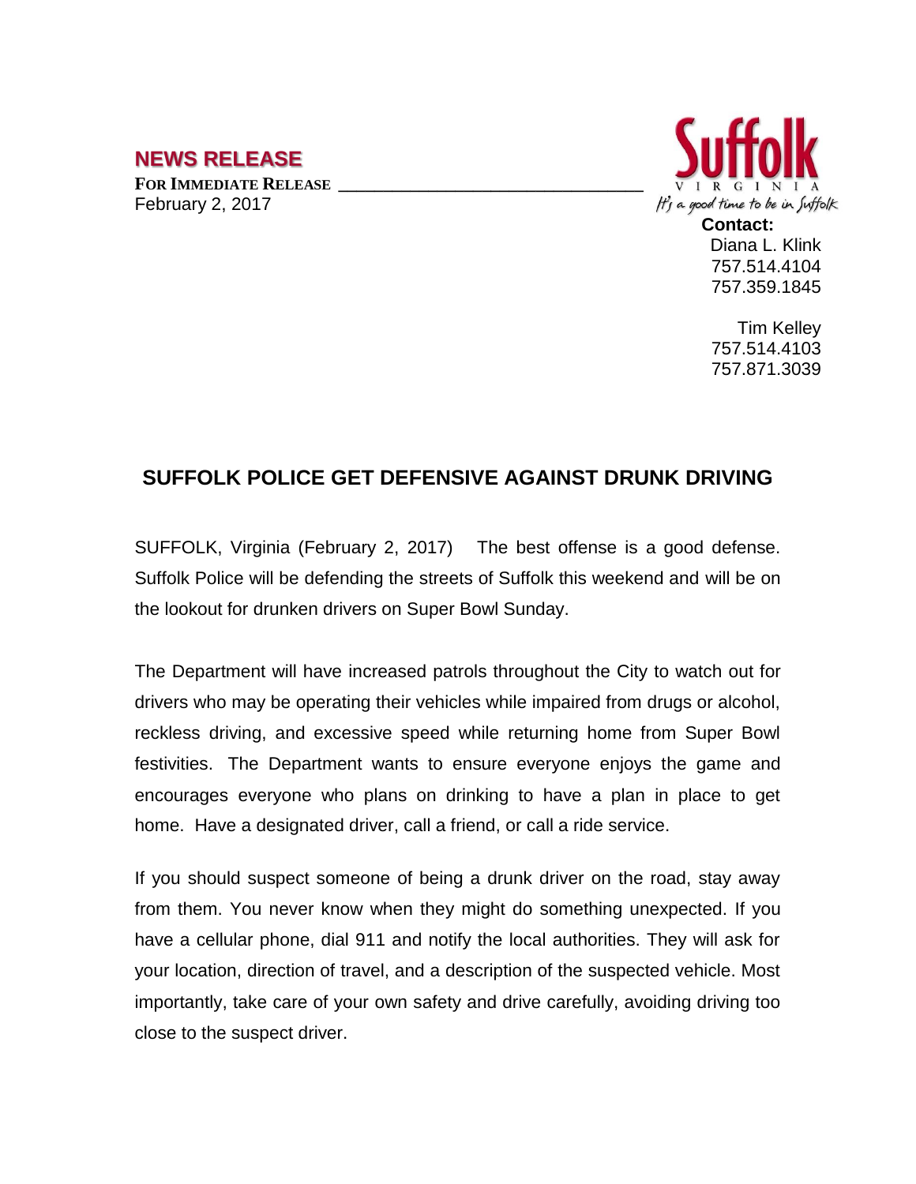## NEWS RELEASE

**FOR IMMEDIATE RELEASE**
February 2, 2017

Suffolk
VIRGINIA
It's a good time to be in Suffolk

**Contact:**
Diana L. Klink
757.514.4104
757.359.1845

Tim Kelley
757.514.4103
757.871.3039

# SUFFOLK POLICE GET DEFENSIVE AGAINST DRUNK DRIVING

SUFFOLK, Virginia (February 2, 2017) The best offense is a good defense. Suffolk Police will be defending the streets of Suffolk this weekend and will be on the lookout for drunken drivers on Super Bowl Sunday.

The Department will have increased patrols throughout the City to watch out for drivers who may be operating their vehicles while impaired from drugs or alcohol, reckless driving, and excessive speed while returning home from Super Bowl festivities. The Department wants to ensure everyone enjoys the game and encourages everyone who plans on drinking to have a plan in place to get home. Have a designated driver, call a friend, or call a ride service.

If you should suspect someone of being a drunk driver on the road, stay away from them. You never know when they might do something unexpected. If you have a cellular phone, dial 911 and notify the local authorities. They will ask for your location, direction of travel, and a description of the suspected vehicle. Most importantly, take care of your own safety and drive carefully, avoiding driving too close to the suspect driver.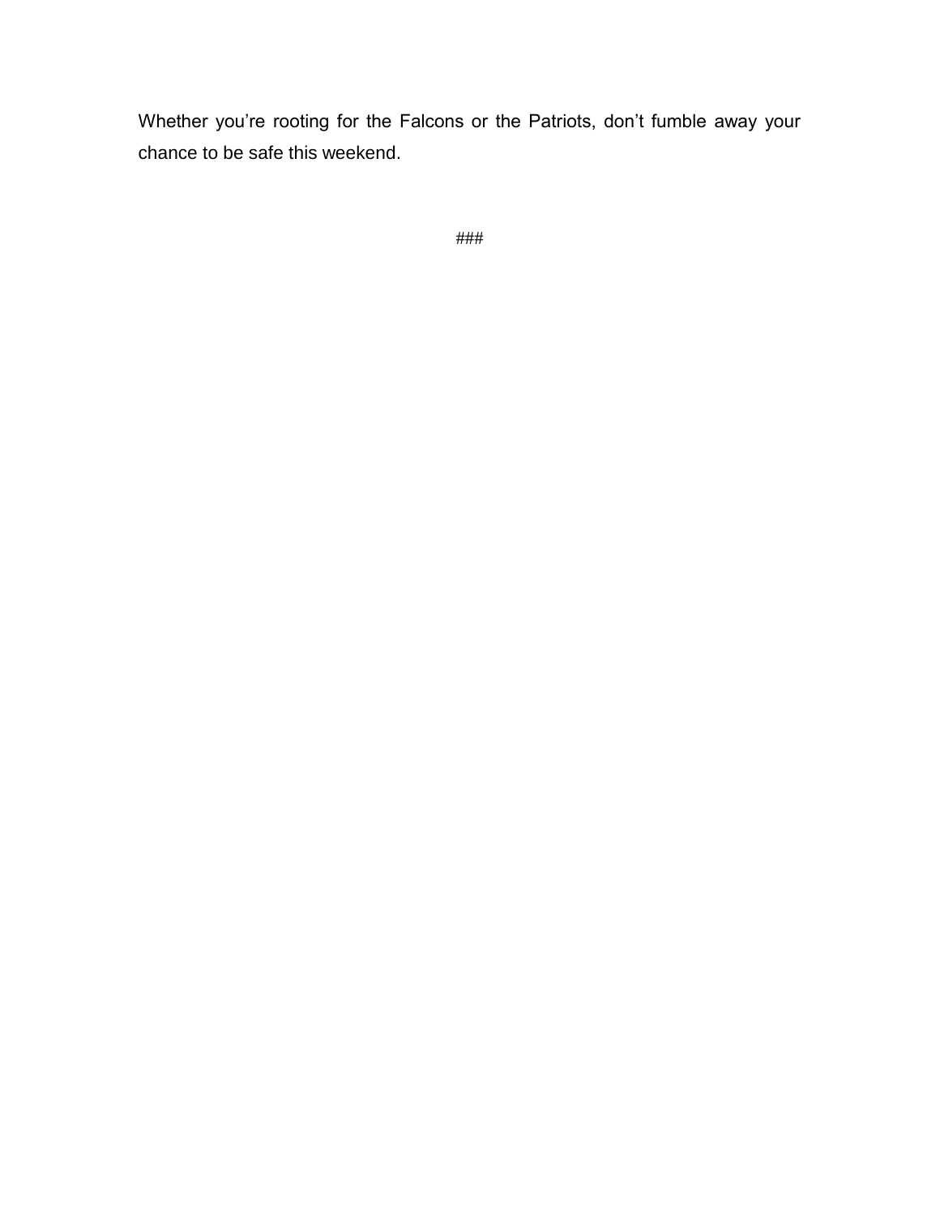Whether you’re rooting for the Falcons or the Patriots, don’t fumble away your chance to be safe this weekend.

###